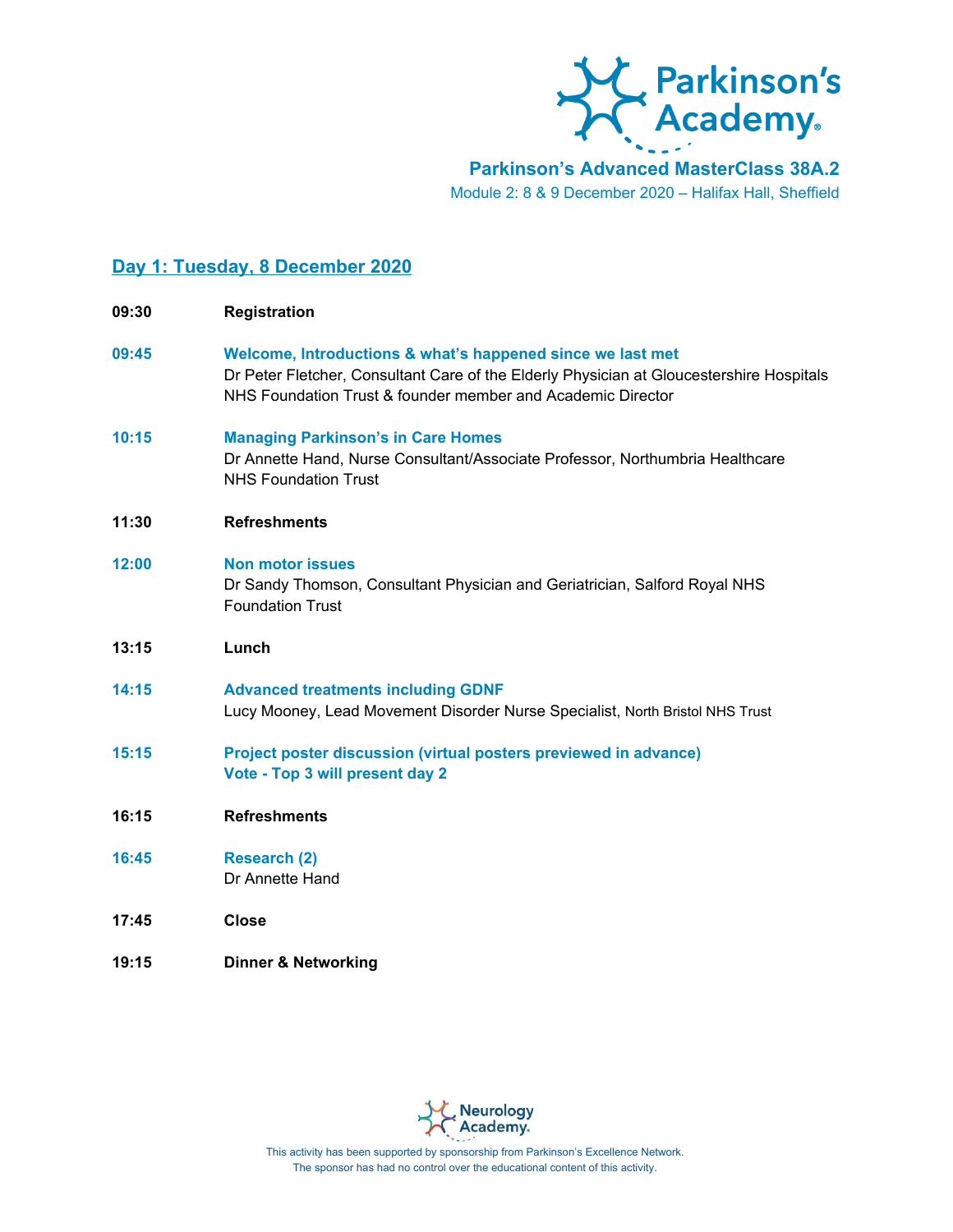# Parkinson's Academy

## Parkinson's Advanced MasterClass 38A.2

Module 2: 8 & 9 December 2020 – Halifax Hall, Sheffield

## Day 1: Tuesday, 8 December 2020

**09:30** **Registration**

**09:45** **Welcome, Introductions & what's happened since we last met**
Dr Peter Fletcher, Consultant Care of the Elderly Physician at Gloucestershire Hospitals NHS Foundation Trust & founder member and Academic Director

**10:15** **Managing Parkinson's in Care Homes**
Dr Annette Hand, Nurse Consultant/Associate Professor, Northumbria Healthcare NHS Foundation Trust

**11:30** **Refreshments**

**12:00** **Non motor issues**
Dr Sandy Thomson, Consultant Physician and Geriatrician, Salford Royal NHS Foundation Trust

**13:15** **Lunch**

**14:15** **Advanced treatments including GDNF**
Lucy Mooney, Lead Movement Disorder Nurse Specialist, North Bristol NHS Trust

**15:15** **Project poster discussion (virtual posters previewed in advance)**
**Vote - Top 3 will present day 2**

**16:15** **Refreshments**

**16:45** **Research (2)**
Dr Annette Hand

**17:45** **Close**

**19:15** **Dinner & Networking**

Neurology Academy

This activity has been supported by sponsorship from Parkinson's Excellence Network.
The sponsor has had no control over the educational content of this activity.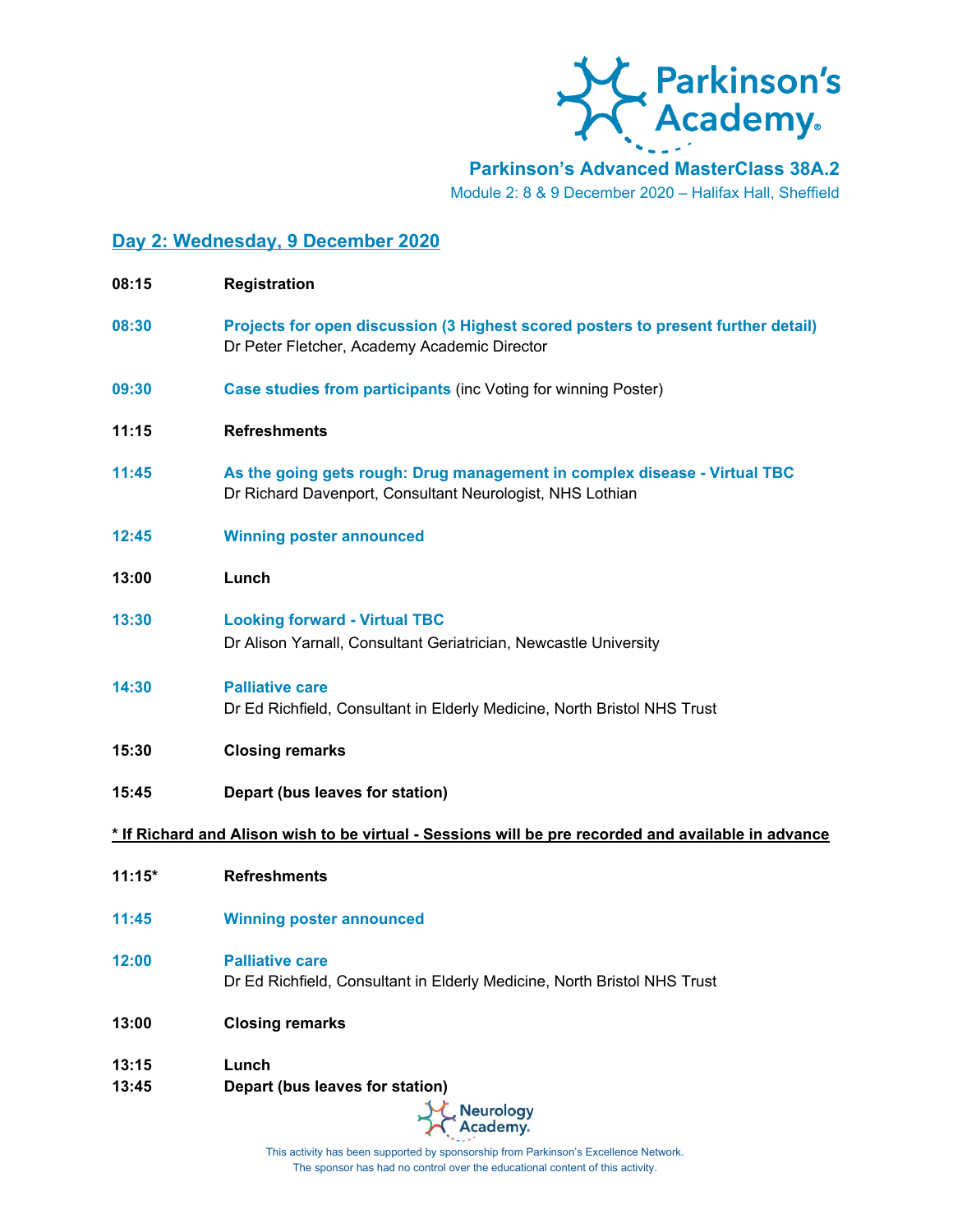Parkinson's Academy

## Parkinson's Advanced MasterClass 38A.2

Module 2: 8 & 9 December 2020 – Halifax Hall, Sheffield

## Day 2: Wednesday, 9 December 2020

**08:15** **Registration**

**08:30** **Projects for open discussion (3 Highest scored posters to present further detail)**
Dr Peter Fletcher, Academy Academic Director

**09:30** **Case studies from participants** (inc Voting for winning Poster)

**11:15** **Refreshments**

**11:45** **As the going gets rough: Drug management in complex disease - Virtual TBC**
Dr Richard Davenport, Consultant Neurologist, NHS Lothian

**12:45** **Winning poster announced**

**13:00** **Lunch**

**13:30** **Looking forward - Virtual TBC**
Dr Alison Yarnall, Consultant Geriatrician, Newcastle University

**14:30** **Palliative care**
Dr Ed Richfield, Consultant in Elderly Medicine, North Bristol NHS Trust

**15:30** **Closing remarks**

**15:45** **Depart (bus leaves for station)**

**\* If Richard and Alison wish to be virtual - Sessions will be pre recorded and available in advance**

**11:15\*** **Refreshments**

**11:45** **Winning poster announced**

**12:00** **Palliative care**
Dr Ed Richfield, Consultant in Elderly Medicine, North Bristol NHS Trust

**13:00** **Closing remarks**

**13:15** **Lunch**

**13:45** **Depart (bus leaves for station)**

Neurology Academy

This activity has been supported by sponsorship from Parkinson's Excellence Network.
The sponsor has had no control over the educational content of this activity.